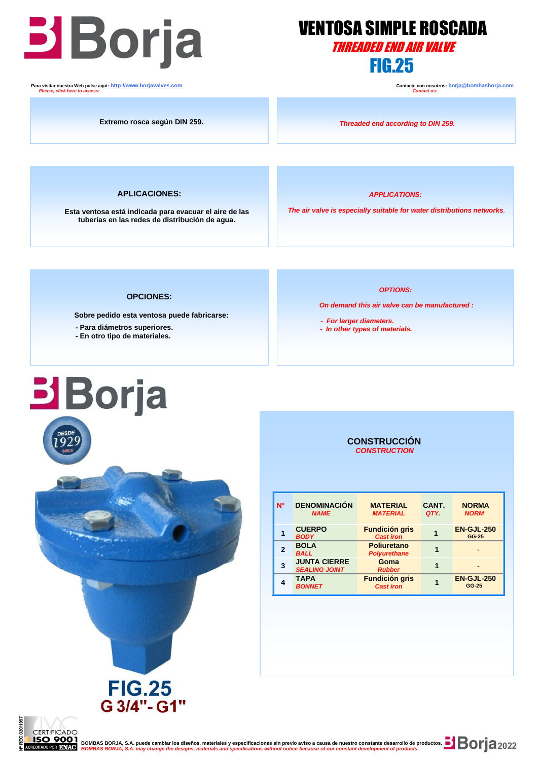# VENTOSA SIMPLE ROSCADA

## *THREADED END AIR VALVE*

## FIG.25

Para visitar nuestra Web pulse aquí: http://www.borjavalves.com
*Please, click here to access:*

Contacte con nosotros: borja@bombasborja.com
*Contact us:*

Extremo rosca según DIN 259.

*Threaded end according to DIN 259.*

**APLICACIONES:**

Esta ventosa está indicada para evacuar el aire de las tuberías en las redes de distribución de agua.

***APPLICATIONS:***

*The air valve is especially suitable for water distributions networks.*

**OPCIONES:**

Sobre pedido esta ventosa puede fabricarse:

- Para diámetros superiores.
- En otro tipo de materiales.

***OPTIONS:***

*On demand this air valve can be manufactured :*

- *For larger diameters.*
- *In other types of materials.*

**FIG.25**
**G 3/4"- G1"**

**CONSTRUCCIÓN**
***CONSTRUCTION***

| Nº | DENOMINACIÓN *NAME* | MATERIAL *MATERIAL* | CANT. *QTY.* | NORMA *NORM* |
|---|---|---|---|---|
| 1 | CUERPO *BODY* | Fundición gris *Cast iron* | 1 | EN-GJL-250 GG-25 |
| 2 | BOLA *BALL* | Poliuretano *Polyurethane* | 1 | - |
| 3 | JUNTA CIERRE *SEALING JOINT* | Goma *Rubber* | 1 | - |
| 4 | TAPA *BONNET* | Fundición gris *Cast iron* | 1 | EN-GJL-250 GG-25 |

BOMBAS BORJA, S.A. puede cambiar los diseños, materiales y especificaciones sin previo aviso a causa de nuestro constante desarrollo de productos.
*BOMBAS BORJA, S.A. may change the designs, materials and specifications without notice because of our constant development of products.*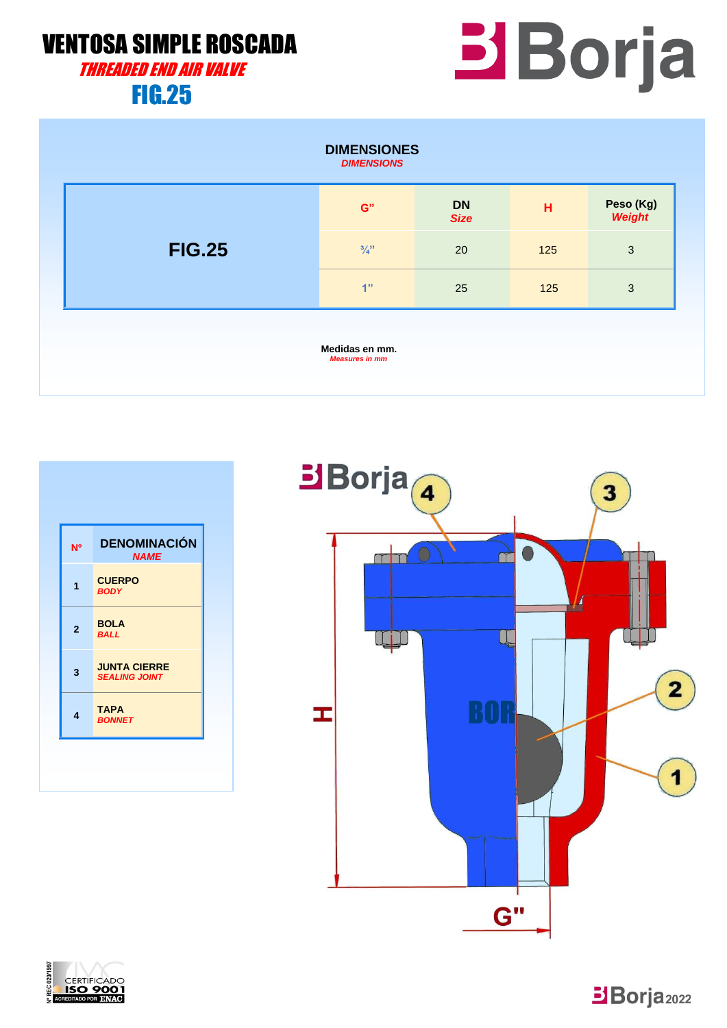# VENTOSA SIMPLE ROSCADA

*THREADED END AIR VALVE*

## FIG.25

### DIMENSIONES
*DIMENSIONS*

| | G" | DN *Size* | H | Peso (Kg) *Weight* |
|---|---|---|---|---|
| FIG.25 | ¾" | 20 | 125 | 3 |
| | 1" | 25 | 125 | 3 |

**Medidas en mm.**
*Measures in mm*

| Nº | DENOMINACIÓN *NAME* |
|---|---|
| 1 | CUERPO *BODY* |
| 2 | BOLA *BALL* |
| 3 | JUNTA CIERRE *SEALING JOINT* |
| 4 | TAPA *BONNET* |

H

G"

CERTIFICADO ISO 9001